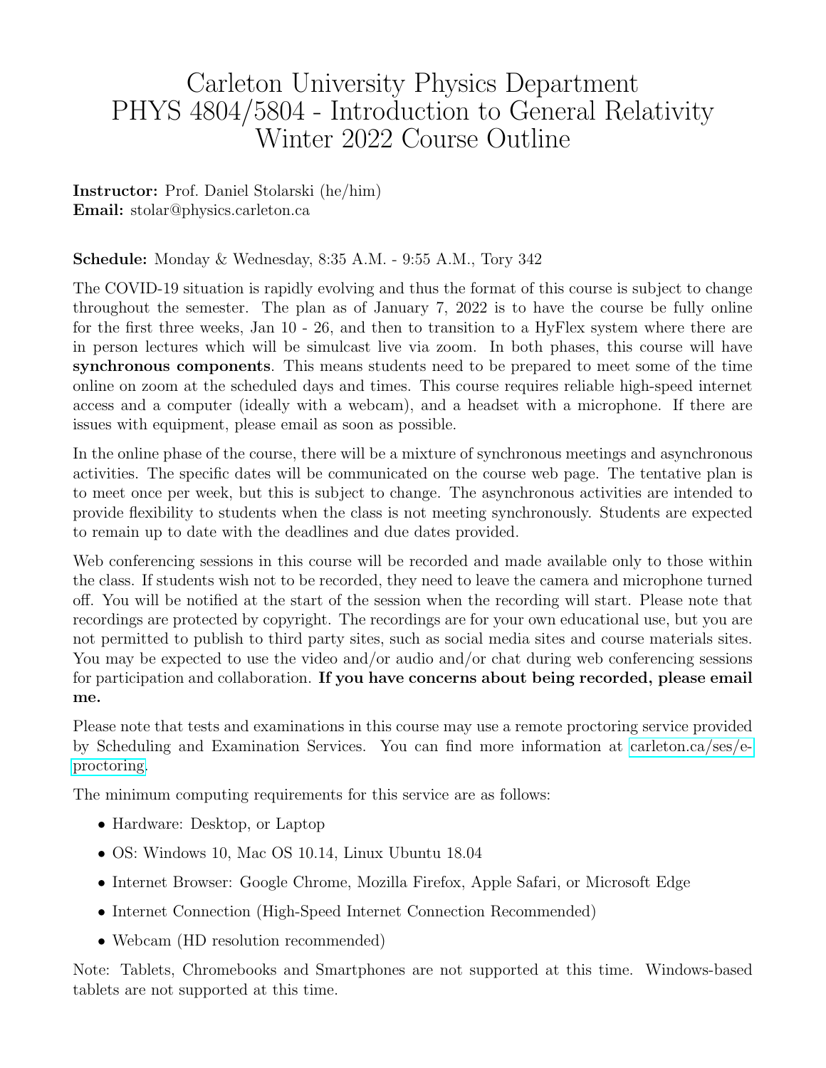# Carleton University Physics Department
# PHYS 4804/5804 - Introduction to General Relativity
# Winter 2022 Course Outline

**Instructor:** Prof. Daniel Stolarski (he/him)
**Email:** stolar@physics.carleton.ca

**Schedule:** Monday & Wednesday, 8:35 A.M. - 9:55 A.M., Tory 342

The COVID-19 situation is rapidly evolving and thus the format of this course is subject to change throughout the semester. The plan as of January 7, 2022 is to have the course be fully online for the first three weeks, Jan 10 - 26, and then to transition to a HyFlex system where there are in person lectures which will be simulcast live via zoom. In both phases, this course will have **synchronous components**. This means students need to be prepared to meet some of the time online on zoom at the scheduled days and times. This course requires reliable high-speed internet access and a computer (ideally with a webcam), and a headset with a microphone. If there are issues with equipment, please email as soon as possible.

In the online phase of the course, there will be a mixture of synchronous meetings and asynchronous activities. The specific dates will be communicated on the course web page. The tentative plan is to meet once per week, but this is subject to change. The asynchronous activities are intended to provide flexibility to students when the class is not meeting synchronously. Students are expected to remain up to date with the deadlines and due dates provided.

Web conferencing sessions in this course will be recorded and made available only to those within the class. If students wish not to be recorded, they need to leave the camera and microphone turned off. You will be notified at the start of the session when the recording will start. Please note that recordings are protected by copyright. The recordings are for your own educational use, but you are not permitted to publish to third party sites, such as social media sites and course materials sites. You may be expected to use the video and/or audio and/or chat during web conferencing sessions for participation and collaboration. **If you have concerns about being recorded, please email me.**

Please note that tests and examinations in this course may use a remote proctoring service provided by Scheduling and Examination Services. You can find more information at [carleton.ca/ses/e-proctoring](carleton.ca/ses/e-proctoring).

The minimum computing requirements for this service are as follows:

- Hardware: Desktop, or Laptop
- OS: Windows 10, Mac OS 10.14, Linux Ubuntu 18.04
- Internet Browser: Google Chrome, Mozilla Firefox, Apple Safari, or Microsoft Edge
- Internet Connection (High-Speed Internet Connection Recommended)
- Webcam (HD resolution recommended)

Note: Tablets, Chromebooks and Smartphones are not supported at this time. Windows-based tablets are not supported at this time.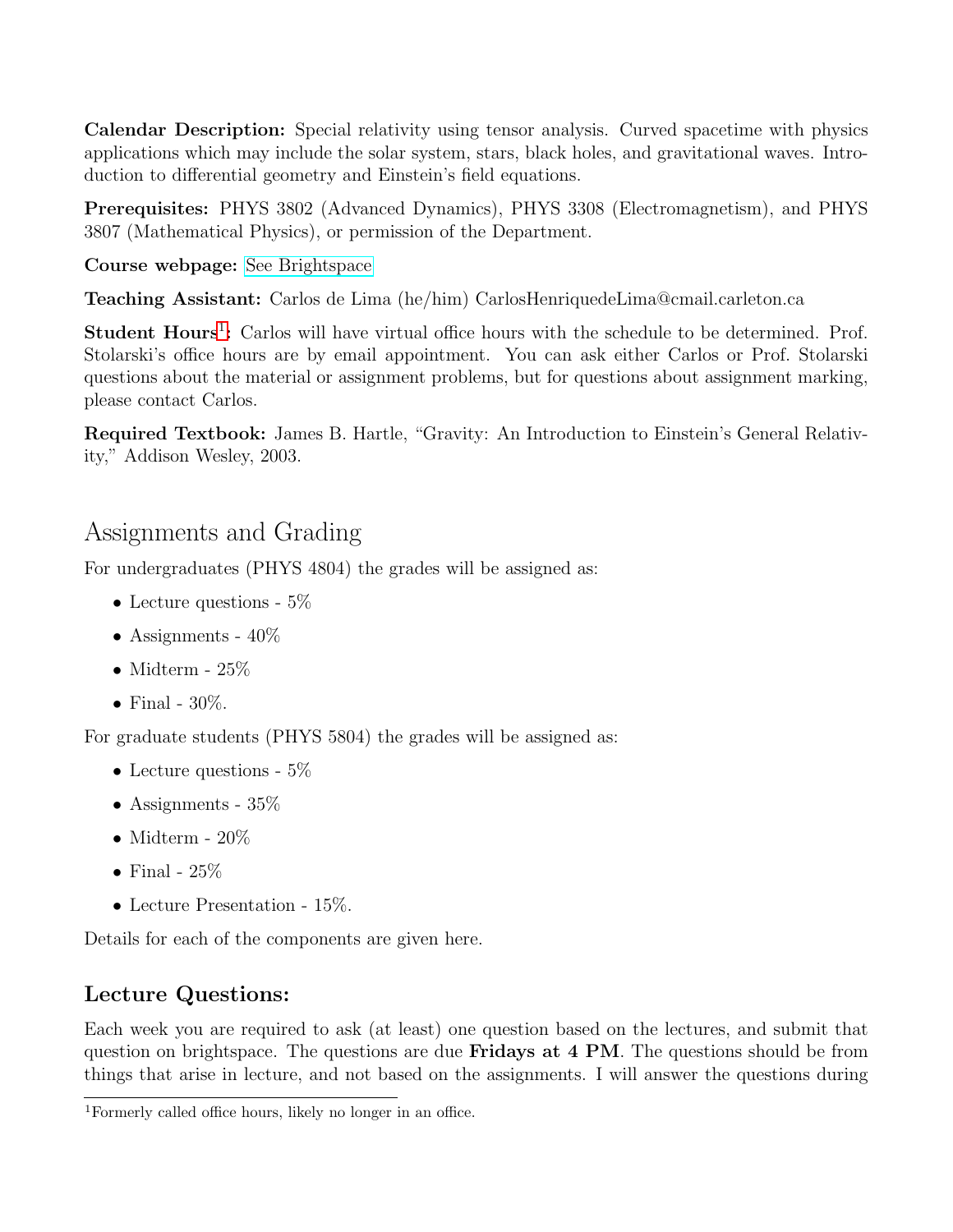**Calendar Description:** Special relativity using tensor analysis. Curved spacetime with physics applications which may include the solar system, stars, black holes, and gravitational waves. Introduction to differential geometry and Einstein's field equations.

**Prerequisites:** PHYS 3802 (Advanced Dynamics), PHYS 3308 (Electromagnetism), and PHYS 3807 (Mathematical Physics), or permission of the Department.

**Course webpage:** See Brightspace

**Teaching Assistant:** Carlos de Lima (he/him) CarlosHenriquedeLima@cmail.carleton.ca

**Student Hours**[1]**:** Carlos will have virtual office hours with the schedule to be determined. Prof. Stolarski's office hours are by email appointment. You can ask either Carlos or Prof. Stolarski questions about the material or assignment problems, but for questions about assignment marking, please contact Carlos.

**Required Textbook:** James B. Hartle, "Gravity: An Introduction to Einstein's General Relativity," Addison Wesley, 2003.

## Assignments and Grading

For undergraduates (PHYS 4804) the grades will be assigned as:

- Lecture questions - 5%
- Assignments - 40%
- Midterm - 25%
- Final - 30%.

For graduate students (PHYS 5804) the grades will be assigned as:

- Lecture questions - 5%
- Assignments - 35%
- Midterm - 20%
- Final - 25%
- Lecture Presentation - 15%.

Details for each of the components are given here.

### Lecture Questions:

Each week you are required to ask (at least) one question based on the lectures, and submit that question on brightspace. The questions are due **Fridays at 4 PM**. The questions should be from things that arise in lecture, and not based on the assignments. I will answer the questions during

[1] Formerly called office hours, likely no longer in an office.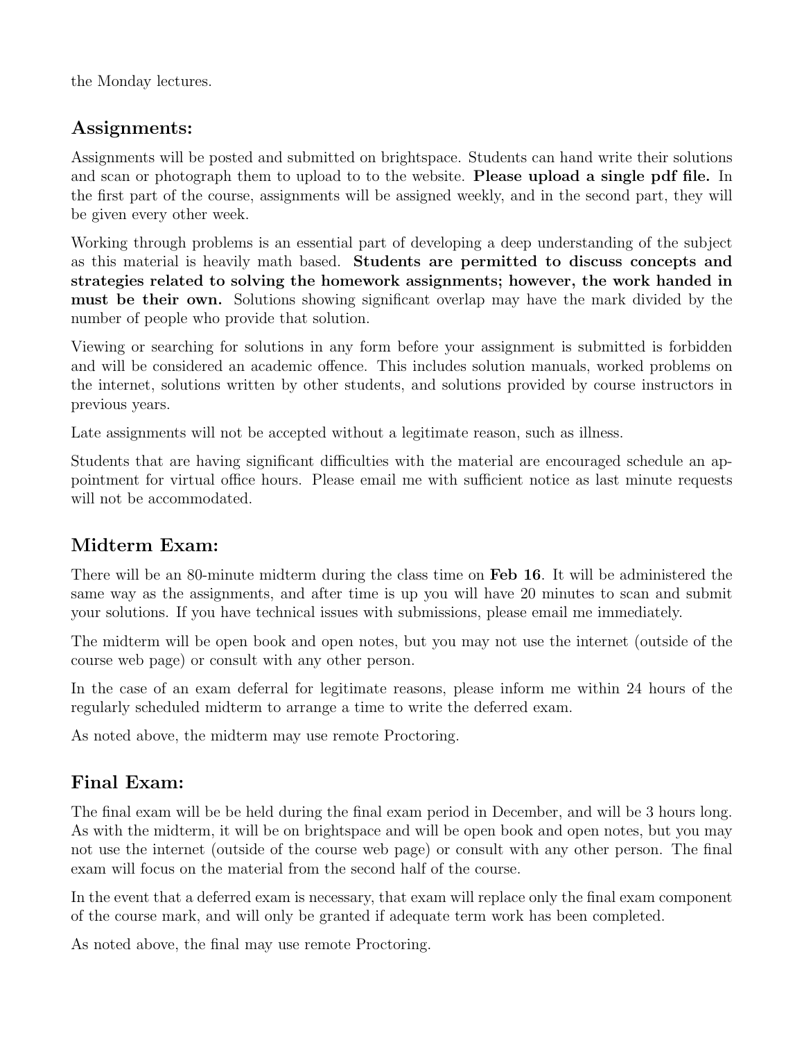the Monday lectures.

## Assignments:

Assignments will be posted and submitted on brightspace. Students can hand write their solutions and scan or photograph them to upload to to the website. **Please upload a single pdf file.** In the first part of the course, assignments will be assigned weekly, and in the second part, they will be given every other week.

Working through problems is an essential part of developing a deep understanding of the subject as this material is heavily math based. **Students are permitted to discuss concepts and strategies related to solving the homework assignments; however, the work handed in must be their own.** Solutions showing significant overlap may have the mark divided by the number of people who provide that solution.

Viewing or searching for solutions in any form before your assignment is submitted is forbidden and will be considered an academic offence. This includes solution manuals, worked problems on the internet, solutions written by other students, and solutions provided by course instructors in previous years.

Late assignments will not be accepted without a legitimate reason, such as illness.

Students that are having significant difficulties with the material are encouraged schedule an appointment for virtual office hours. Please email me with sufficient notice as last minute requests will not be accommodated.

## Midterm Exam:

There will be an 80-minute midterm during the class time on **Feb 16**. It will be administered the same way as the assignments, and after time is up you will have 20 minutes to scan and submit your solutions. If you have technical issues with submissions, please email me immediately.

The midterm will be open book and open notes, but you may not use the internet (outside of the course web page) or consult with any other person.

In the case of an exam deferral for legitimate reasons, please inform me within 24 hours of the regularly scheduled midterm to arrange a time to write the deferred exam.

As noted above, the midterm may use remote Proctoring.

## Final Exam:

The final exam will be be held during the final exam period in December, and will be 3 hours long. As with the midterm, it will be on brightspace and will be open book and open notes, but you may not use the internet (outside of the course web page) or consult with any other person. The final exam will focus on the material from the second half of the course.

In the event that a deferred exam is necessary, that exam will replace only the final exam component of the course mark, and will only be granted if adequate term work has been completed.

As noted above, the final may use remote Proctoring.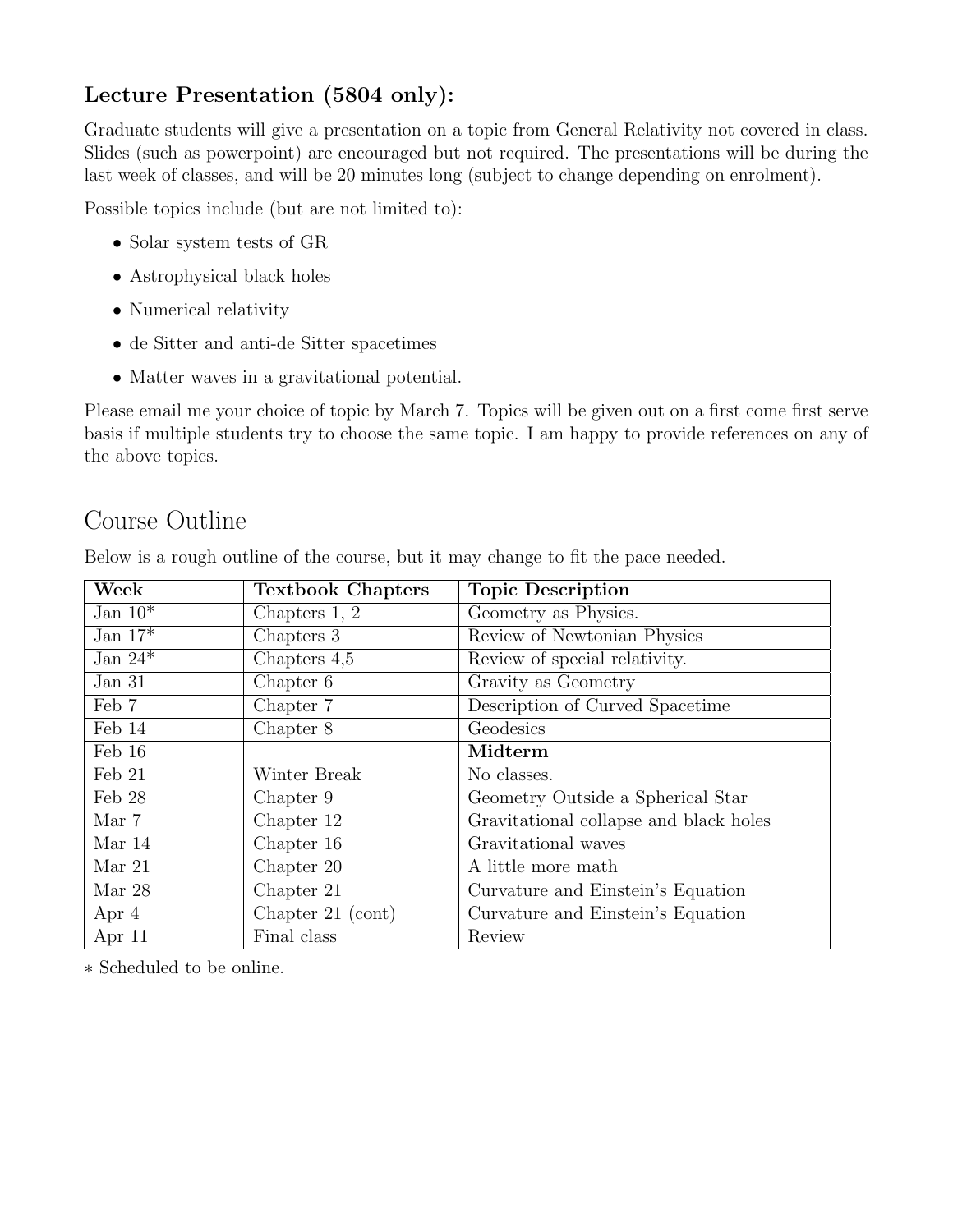### Lecture Presentation (5804 only):

Graduate students will give a presentation on a topic from General Relativity not covered in class. Slides (such as powerpoint) are encouraged but not required. The presentations will be during the last week of classes, and will be 20 minutes long (subject to change depending on enrolment).

Possible topics include (but are not limited to):

- Solar system tests of GR
- Astrophysical black holes
- Numerical relativity
- de Sitter and anti-de Sitter spacetimes
- Matter waves in a gravitational potential.

Please email me your choice of topic by March 7. Topics will be given out on a first come first serve basis if multiple students try to choose the same topic. I am happy to provide references on any of the above topics.

## Course Outline

Below is a rough outline of the course, but it may change to fit the pace needed.

| Week | Textbook Chapters | Topic Description |
|---|---|---|
| Jan 10* | Chapters 1, 2 | Geometry as Physics. |
| Jan 17* | Chapters 3 | Review of Newtonian Physics |
| Jan 24* | Chapters 4,5 | Review of special relativity. |
| Jan 31 | Chapter 6 | Gravity as Geometry |
| Feb 7 | Chapter 7 | Description of Curved Spacetime |
| Feb 14 | Chapter 8 | Geodesics |
| Feb 16 | | **Midterm** |
| Feb 21 | Winter Break | No classes. |
| Feb 28 | Chapter 9 | Geometry Outside a Spherical Star |
| Mar 7 | Chapter 12 | Gravitational collapse and black holes |
| Mar 14 | Chapter 16 | Gravitational waves |
| Mar 21 | Chapter 20 | A little more math |
| Mar 28 | Chapter 21 | Curvature and Einstein's Equation |
| Apr 4 | Chapter 21 (cont) | Curvature and Einstein's Equation |
| Apr 11 | Final class | Review |

* Scheduled to be online.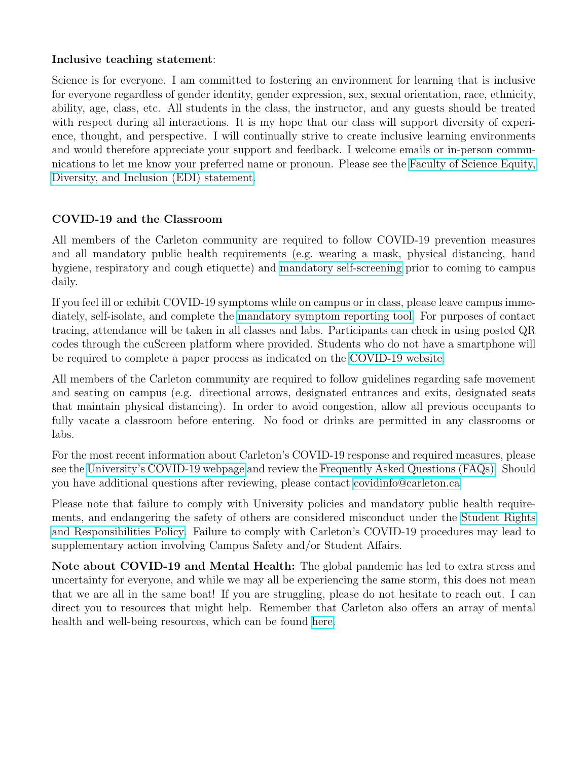**Inclusive teaching statement**:

Science is for everyone. I am committed to fostering an environment for learning that is inclusive for everyone regardless of gender identity, gender expression, sex, sexual orientation, race, ethnicity, ability, age, class, etc. All students in the class, the instructor, and any guests should be treated with respect during all interactions. It is my hope that our class will support diversity of experience, thought, and perspective. I will continually strive to create inclusive learning environments and would therefore appreciate your support and feedback. I welcome emails or in-person communications to let me know your preferred name or pronoun. Please see the Faculty of Science Equity, Diversity, and Inclusion (EDI) statement.

**COVID-19 and the Classroom**

All members of the Carleton community are required to follow COVID-19 prevention measures and all mandatory public health requirements (e.g. wearing a mask, physical distancing, hand hygiene, respiratory and cough etiquette) and mandatory self-screening prior to coming to campus daily.

If you feel ill or exhibit COVID-19 symptoms while on campus or in class, please leave campus immediately, self-isolate, and complete the mandatory symptom reporting tool. For purposes of contact tracing, attendance will be taken in all classes and labs. Participants can check in using posted QR codes through the cuScreen platform where provided. Students who do not have a smartphone will be required to complete a paper process as indicated on the COVID-19 website.

All members of the Carleton community are required to follow guidelines regarding safe movement and seating on campus (e.g. directional arrows, designated entrances and exits, designated seats that maintain physical distancing). In order to avoid congestion, allow all previous occupants to fully vacate a classroom before entering. No food or drinks are permitted in any classrooms or labs.

For the most recent information about Carleton's COVID-19 response and required measures, please see the University's COVID-19 webpage and review the Frequently Asked Questions (FAQs). Should you have additional questions after reviewing, please contact covidinfo@carleton.ca

Please note that failure to comply with University policies and mandatory public health requirements, and endangering the safety of others are considered misconduct under the Student Rights and Responsibilities Policy. Failure to comply with Carleton's COVID-19 procedures may lead to supplementary action involving Campus Safety and/or Student Affairs.

**Note about COVID-19 and Mental Health:** The global pandemic has led to extra stress and uncertainty for everyone, and while we may all be experiencing the same storm, this does not mean that we are all in the same boat! If you are struggling, please do not hesitate to reach out. I can direct you to resources that might help. Remember that Carleton also offers an array of mental health and well-being resources, which can be found here.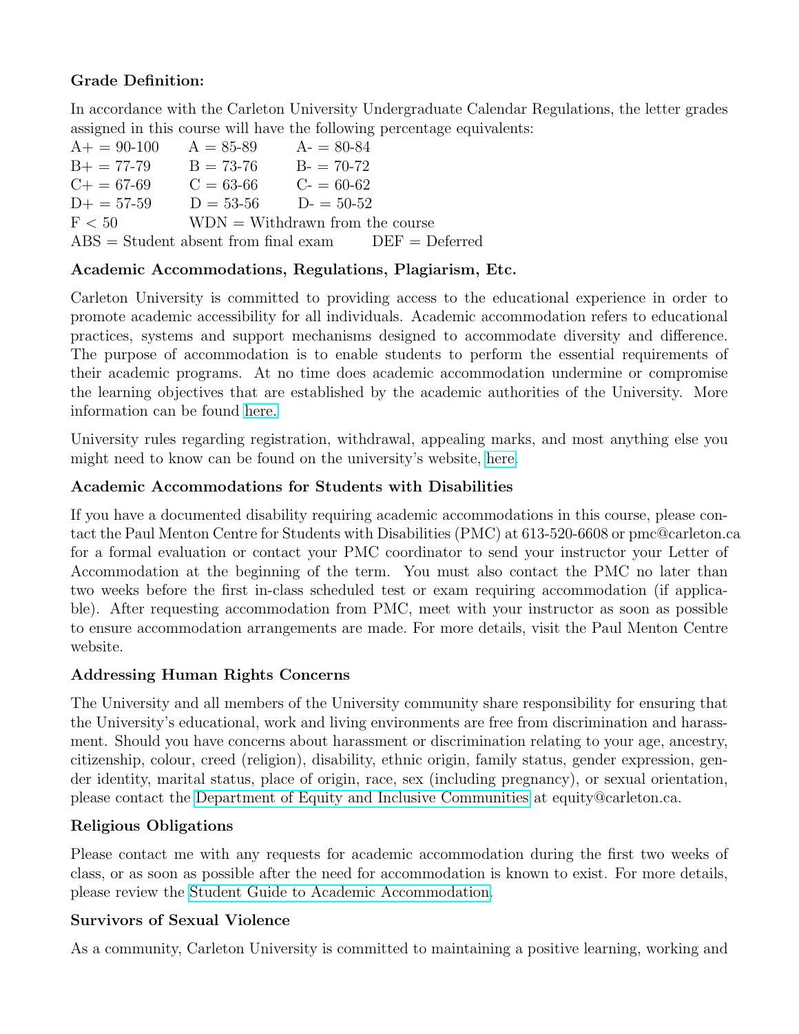**Grade Definition:**

In accordance with the Carleton University Undergraduate Calendar Regulations, the letter grades assigned in this course will have the following percentage equivalents:

A+ = 90-100 A = 85-89 A- = 80-84
B+ = 77-79 B = 73-76 B- = 70-72
C+ = 67-69 C = 63-66 C- = 60-62
D+ = 57-59 D = 53-56 D- = 50-52
F < 50 WDN = Withdrawn from the course
ABS = Student absent from final exam DEF = Deferred

**Academic Accommodations, Regulations, Plagiarism, Etc.**

Carleton University is committed to providing access to the educational experience in order to promote academic accessibility for all individuals. Academic accommodation refers to educational practices, systems and support mechanisms designed to accommodate diversity and difference. The purpose of accommodation is to enable students to perform the essential requirements of their academic programs. At no time does academic accommodation undermine or compromise the learning objectives that are established by the academic authorities of the University. More information can be found here.

University rules regarding registration, withdrawal, appealing marks, and most anything else you might need to know can be found on the university's website, here.

**Academic Accommodations for Students with Disabilities**

If you have a documented disability requiring academic accommodations in this course, please contact the Paul Menton Centre for Students with Disabilities (PMC) at 613-520-6608 or pmc@carleton.ca for a formal evaluation or contact your PMC coordinator to send your instructor your Letter of Accommodation at the beginning of the term. You must also contact the PMC no later than two weeks before the first in-class scheduled test or exam requiring accommodation (if applicable). After requesting accommodation from PMC, meet with your instructor as soon as possible to ensure accommodation arrangements are made. For more details, visit the Paul Menton Centre website.

**Addressing Human Rights Concerns**

The University and all members of the University community share responsibility for ensuring that the University's educational, work and living environments are free from discrimination and harassment. Should you have concerns about harassment or discrimination relating to your age, ancestry, citizenship, colour, creed (religion), disability, ethnic origin, family status, gender expression, gender identity, marital status, place of origin, race, sex (including pregnancy), or sexual orientation, please contact the Department of Equity and Inclusive Communities at equity@carleton.ca.

**Religious Obligations**

Please contact me with any requests for academic accommodation during the first two weeks of class, or as soon as possible after the need for accommodation is known to exist. For more details, please review the Student Guide to Academic Accommodation.

**Survivors of Sexual Violence**

As a community, Carleton University is committed to maintaining a positive learning, working and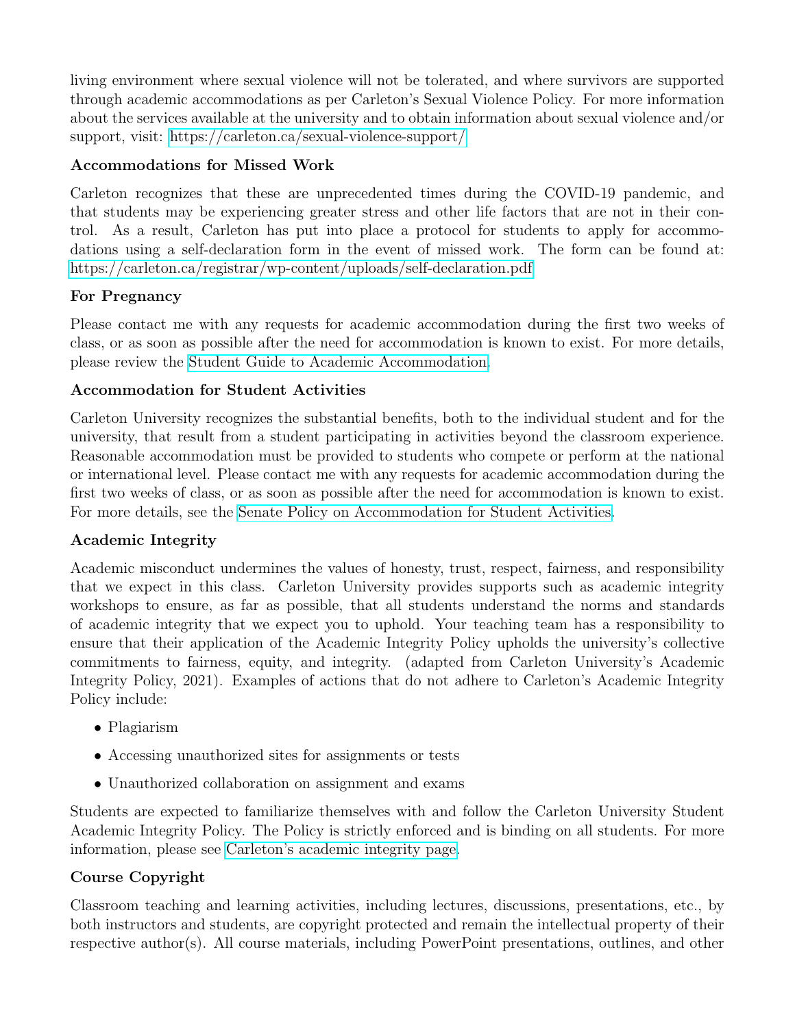living environment where sexual violence will not be tolerated, and where survivors are supported through academic accommodations as per Carleton's Sexual Violence Policy. For more information about the services available at the university and to obtain information about sexual violence and/or support, visit: https://carleton.ca/sexual-violence-support/

### Accommodations for Missed Work

Carleton recognizes that these are unprecedented times during the COVID-19 pandemic, and that students may be experiencing greater stress and other life factors that are not in their control. As a result, Carleton has put into place a protocol for students to apply for accommodations using a self-declaration form in the event of missed work. The form can be found at: https://carleton.ca/registrar/wp-content/uploads/self-declaration.pdf

### For Pregnancy

Please contact me with any requests for academic accommodation during the first two weeks of class, or as soon as possible after the need for accommodation is known to exist. For more details, please review the Student Guide to Academic Accommodation.

### Accommodation for Student Activities

Carleton University recognizes the substantial benefits, both to the individual student and for the university, that result from a student participating in activities beyond the classroom experience. Reasonable accommodation must be provided to students who compete or perform at the national or international level. Please contact me with any requests for academic accommodation during the first two weeks of class, or as soon as possible after the need for accommodation is known to exist. For more details, see the Senate Policy on Accommodation for Student Activities.

### Academic Integrity

Academic misconduct undermines the values of honesty, trust, respect, fairness, and responsibility that we expect in this class. Carleton University provides supports such as academic integrity workshops to ensure, as far as possible, that all students understand the norms and standards of academic integrity that we expect you to uphold. Your teaching team has a responsibility to ensure that their application of the Academic Integrity Policy upholds the university's collective commitments to fairness, equity, and integrity. (adapted from Carleton University's Academic Integrity Policy, 2021). Examples of actions that do not adhere to Carleton's Academic Integrity Policy include:

- Plagiarism
- Accessing unauthorized sites for assignments or tests
- Unauthorized collaboration on assignment and exams

Students are expected to familiarize themselves with and follow the Carleton University Student Academic Integrity Policy. The Policy is strictly enforced and is binding on all students. For more information, please see Carleton's academic integrity page.

### Course Copyright

Classroom teaching and learning activities, including lectures, discussions, presentations, etc., by both instructors and students, are copyright protected and remain the intellectual property of their respective author(s). All course materials, including PowerPoint presentations, outlines, and other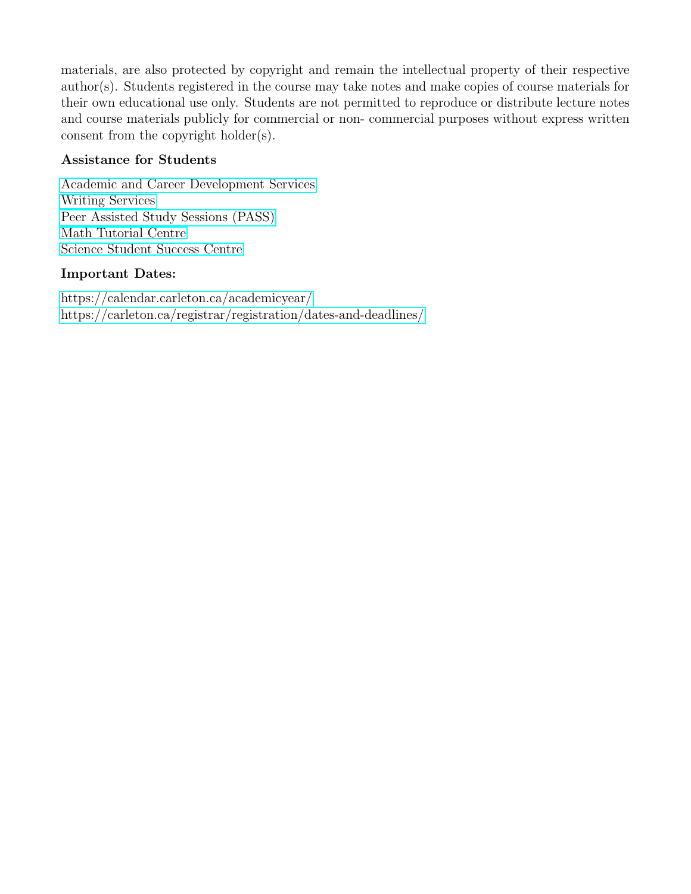materials, are also protected by copyright and remain the intellectual property of their respective author(s). Students registered in the course may take notes and make copies of course materials for their own educational use only. Students are not permitted to reproduce or distribute lecture notes and course materials publicly for commercial or non- commercial purposes without express written consent from the copyright holder(s).

**Assistance for Students**

Academic and Career Development Services
Writing Services
Peer Assisted Study Sessions (PASS)
Math Tutorial Centre
Science Student Success Centre

**Important Dates:**

https://calendar.carleton.ca/academicyear/
https://carleton.ca/registrar/registration/dates-and-deadlines/